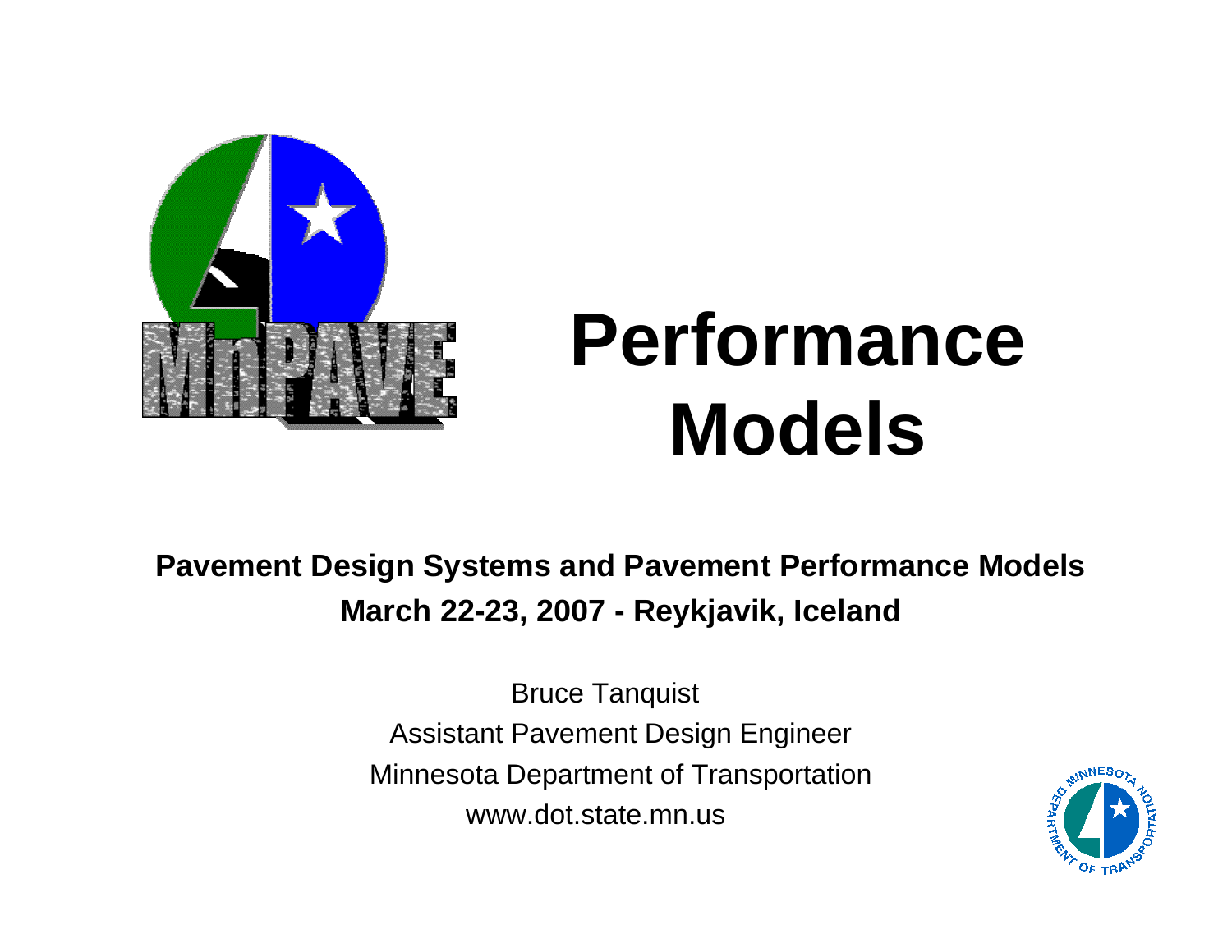# Performance Models

**Pavement Design Systems and Pavement Performance Models**
**March 22-23, 2007 - Reykjavik, Iceland**

Bruce Tanquist
Assistant Pavement Design Engineer
Minnesota Department of Transportation
www.dot.state.mn.us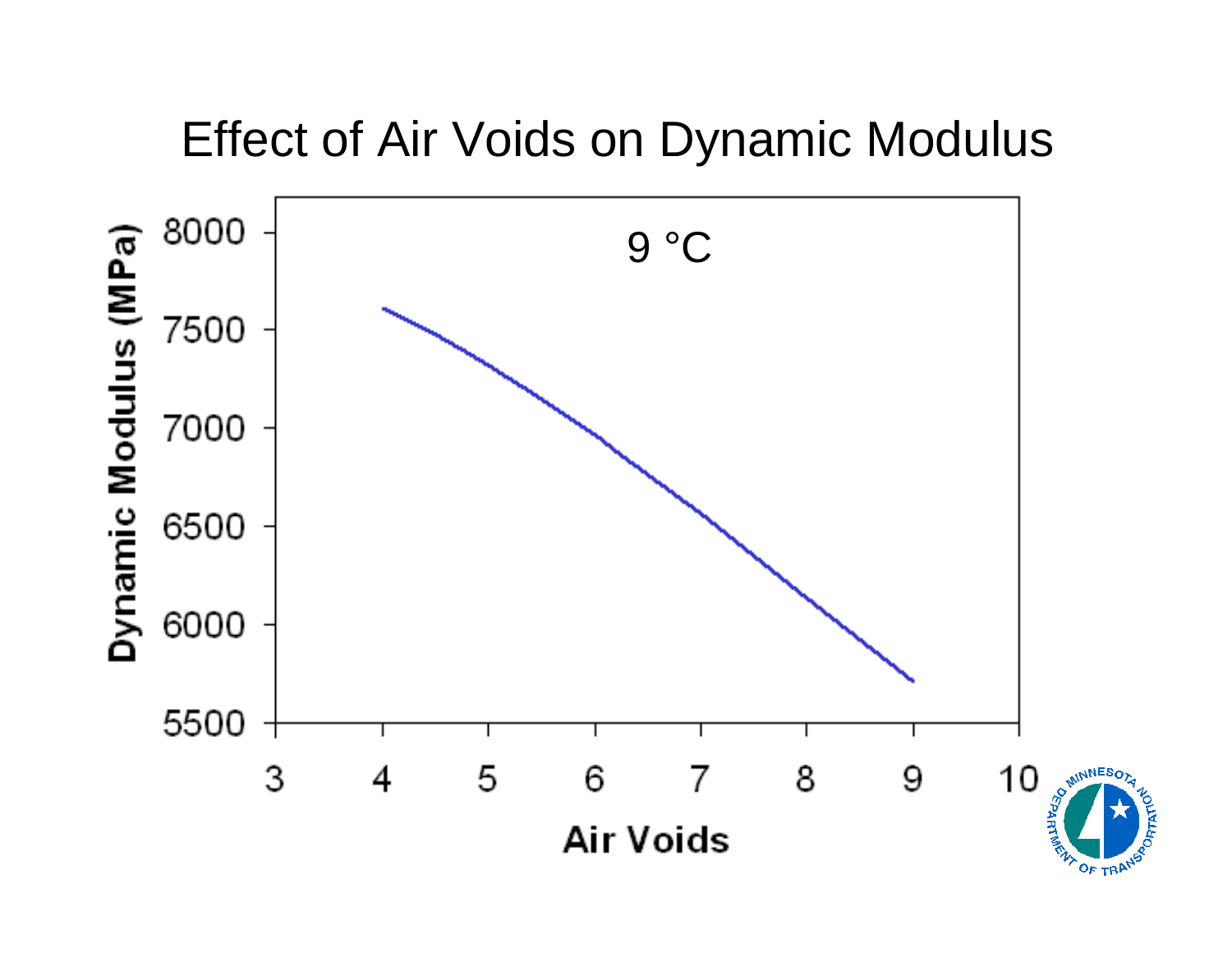# Effect of Air Voids on Dynamic Modulus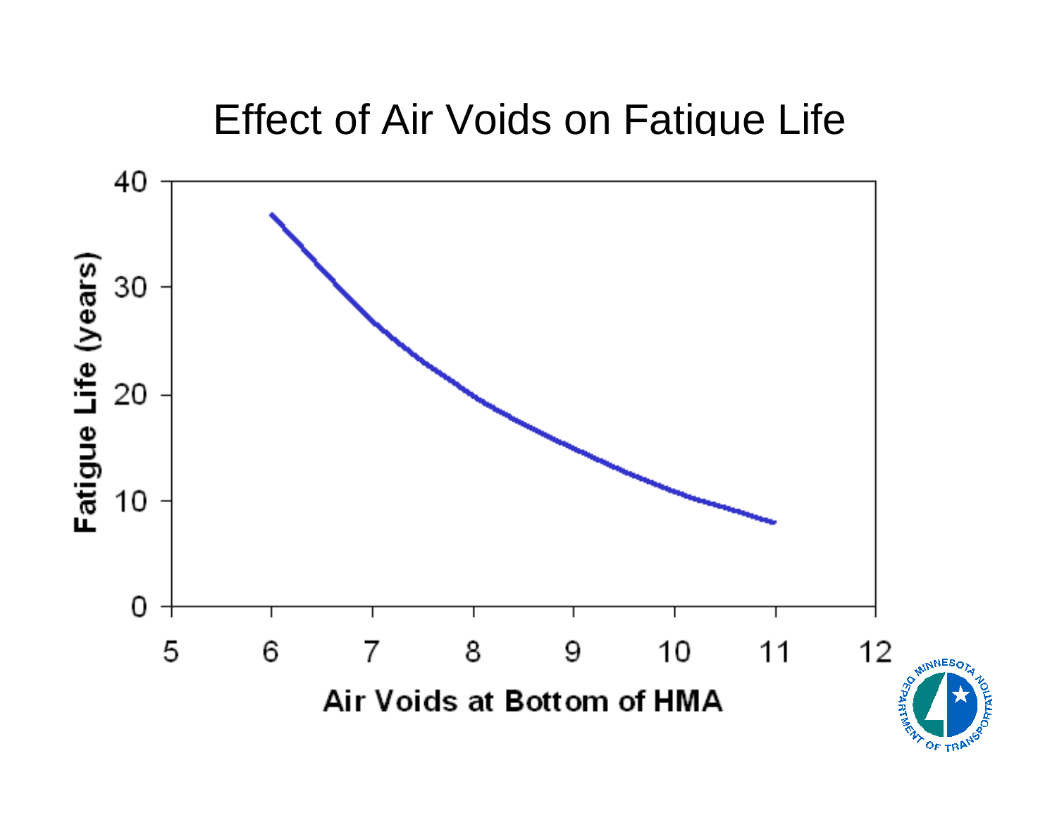# Effect of Air Voids on Fatigue Life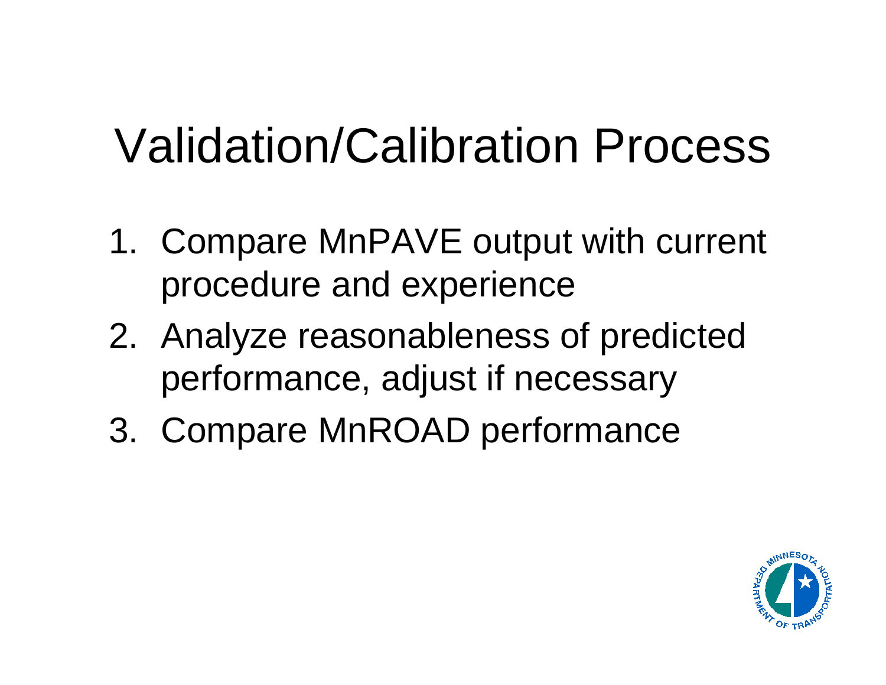# Validation/Calibration Process

1. Compare MnPAVE output with current procedure and experience
2. Analyze reasonableness of predicted performance, adjust if necessary
3. Compare MnROAD performance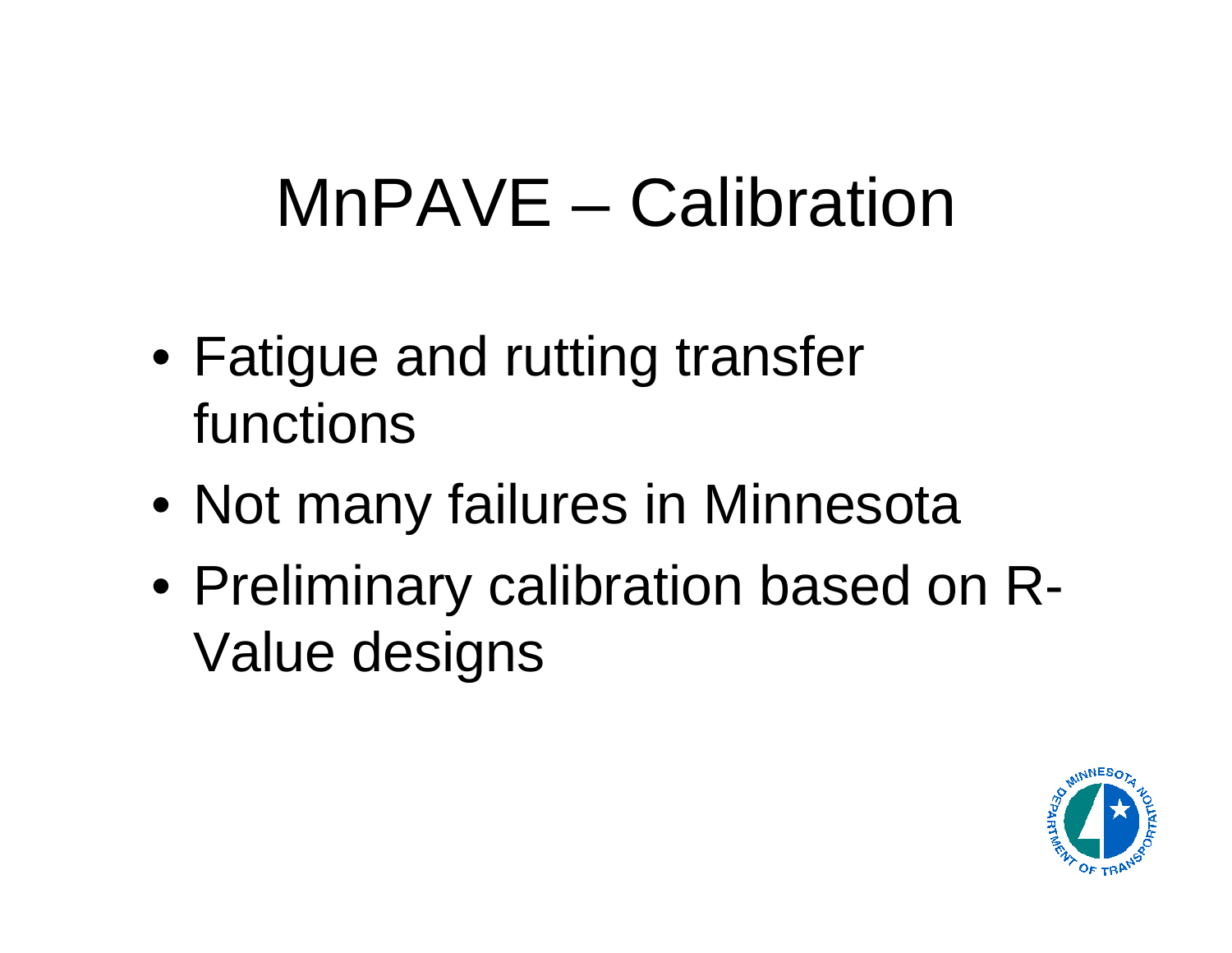# MnPAVE – Calibration

- Fatigue and rutting transfer functions
- Not many failures in Minnesota
- Preliminary calibration based on R-Value designs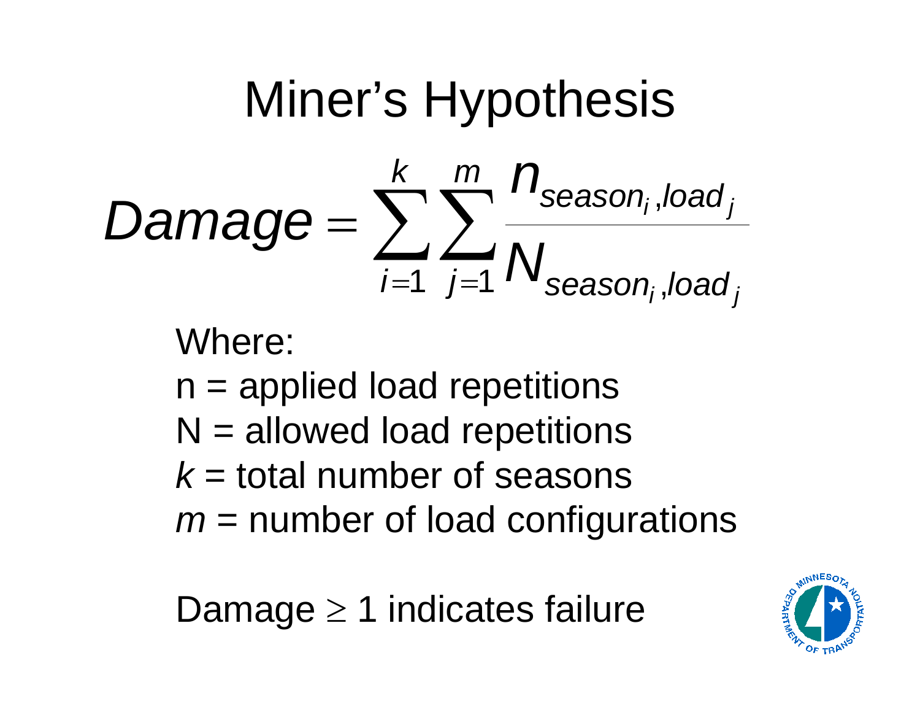# Miner's Hypothesis

$$Damage = \sum_{i=1}^{k} \sum_{j=1}^{m} \frac{n_{season_i, load_j}}{N_{season_i, load_j}}$$

Where:

n = applied load repetitions

N = allowed load repetitions

$k$ = total number of seasons

$m$ = number of load configurations

Damage $\geq$ 1 indicates failure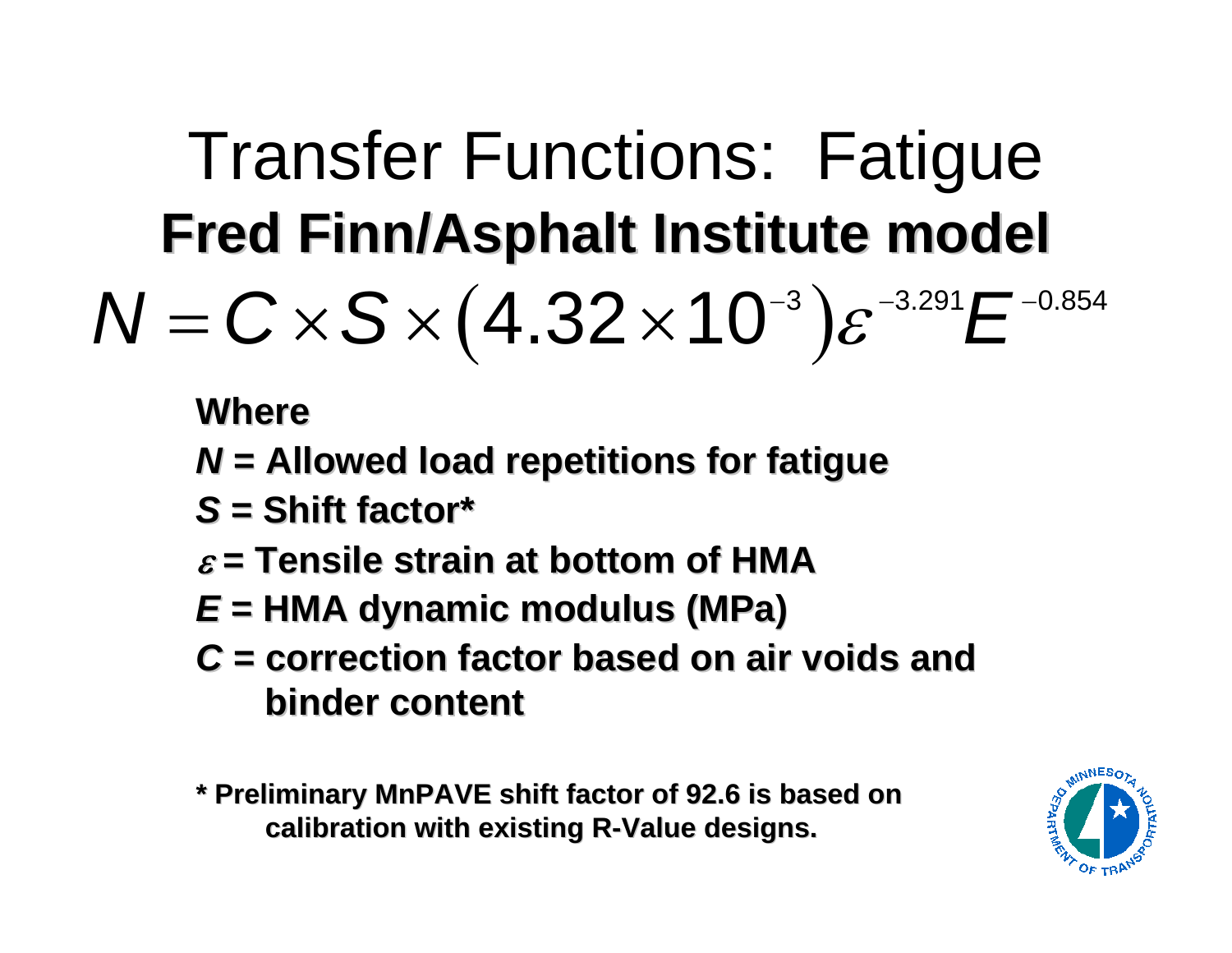# Transfer Functions: Fatigue

## Fred Finn/Asphalt Institute model

$$N = C \times S \times \left(4.32 \times 10^{-3}\right) \varepsilon^{-3.291} E^{-0.854}$$

**Where**

- ***N*** **= Allowed load repetitions for fatigue**
- ***S*** **= Shift factor***
- $\varepsilon$ **= Tensile strain at bottom of HMA**
- ***E*** **= HMA dynamic modulus (MPa)**
- ***C*** **= correction factor based on air voids and binder content**

**\* Preliminary MnPAVE shift factor of 92.6 is based on calibration with existing R-Value designs.**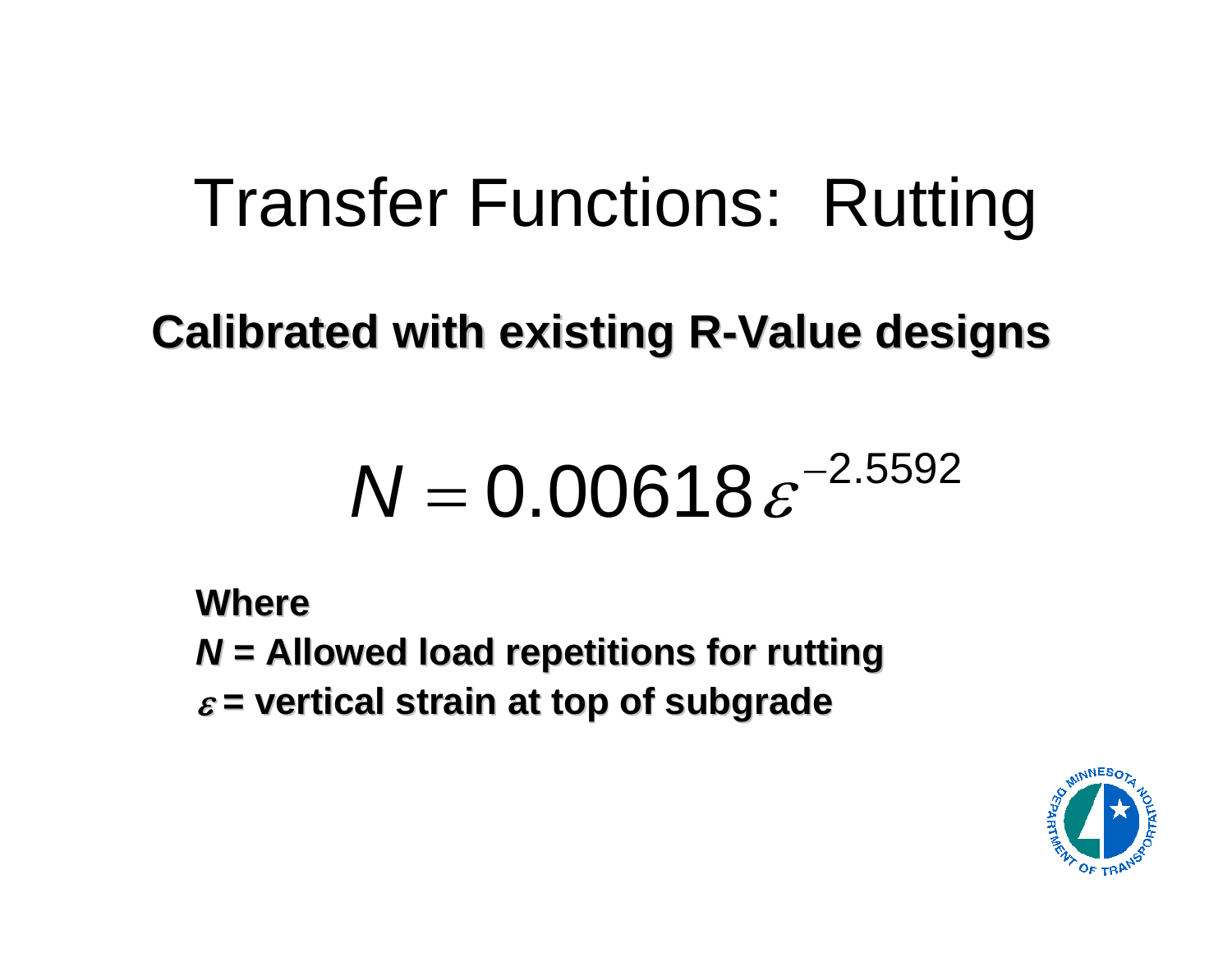# Transfer Functions: Rutting

**Calibrated with existing R-Value designs**

$$N = 0.00618\,\varepsilon^{-2.5592}$$

**Where**

***N* = Allowed load repetitions for rutting**

**$\varepsilon$ = vertical strain at top of subgrade**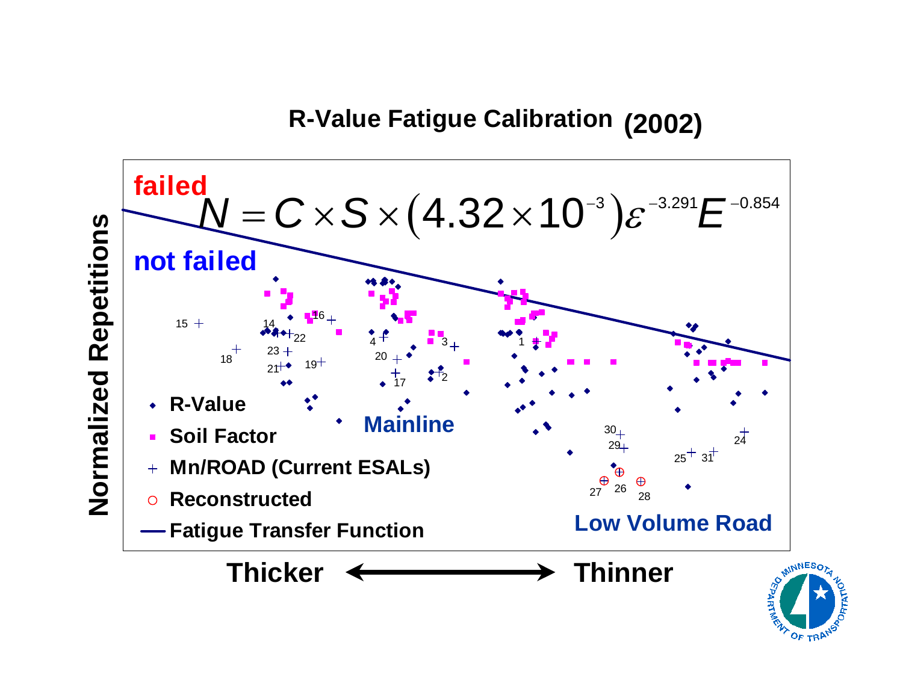# R-Value Fatigue Calibration (2002)

failed

$$N = C \times S \times \left(4.32 \times 10^{-3}\right)\varepsilon^{-3.291}E^{-0.854}$$

not failed

Normalized Repetitions

- R-Value
- Soil Factor
- Mn/ROAD (Current ESALs)
- Reconstructed
- Fatigue Transfer Function

Mainline

Low Volume Road

Thicker ⟷ Thinner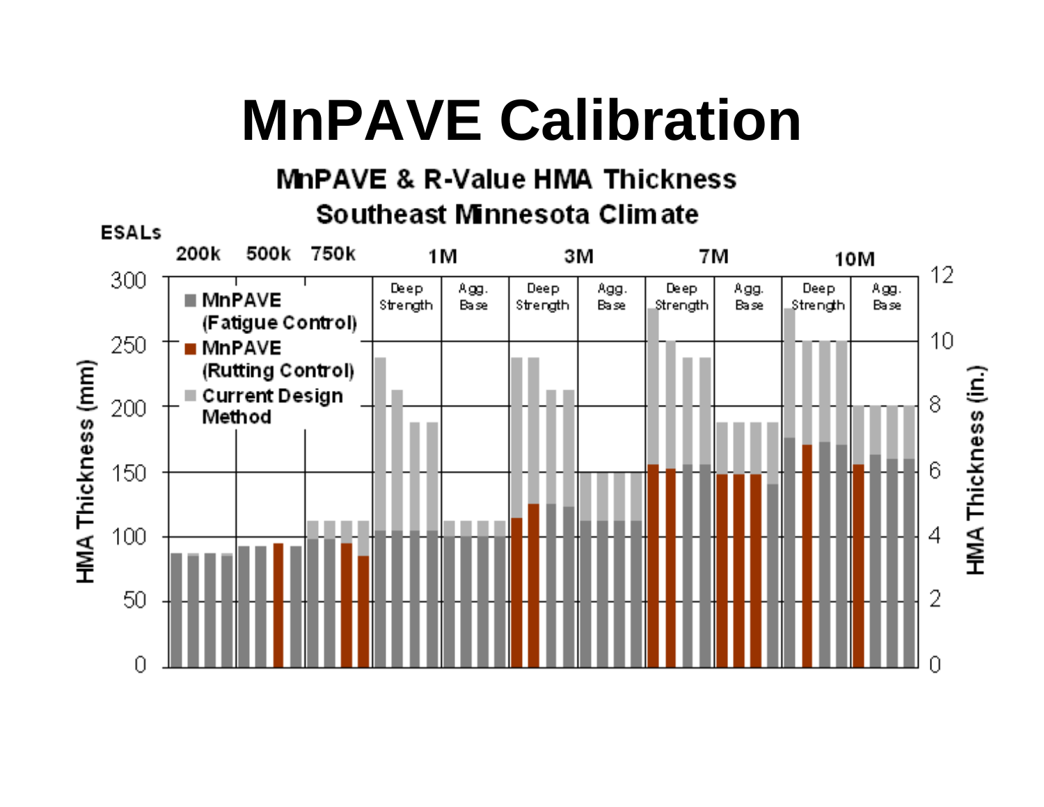# MnPAVE Calibration

**MnPAVE & R-Value HMA Thickness**
**Southeast Minnesota Climate**

ESALs: 200k, 500k, 750k, 1M (Deep Strength, Agg. Base), 3M (Deep Strength, Agg. Base), 7M (Deep Strength, Agg. Base), 10M (Deep Strength, Agg. Base)

- MnPAVE (Fatigue Control)
- MnPAVE (Rutting Control)
- Current Design Method

HMA Thickness (mm): 0, 50, 100, 150, 200, 250, 300

HMA Thickness (in.): 0, 2, 4, 6, 8, 10, 12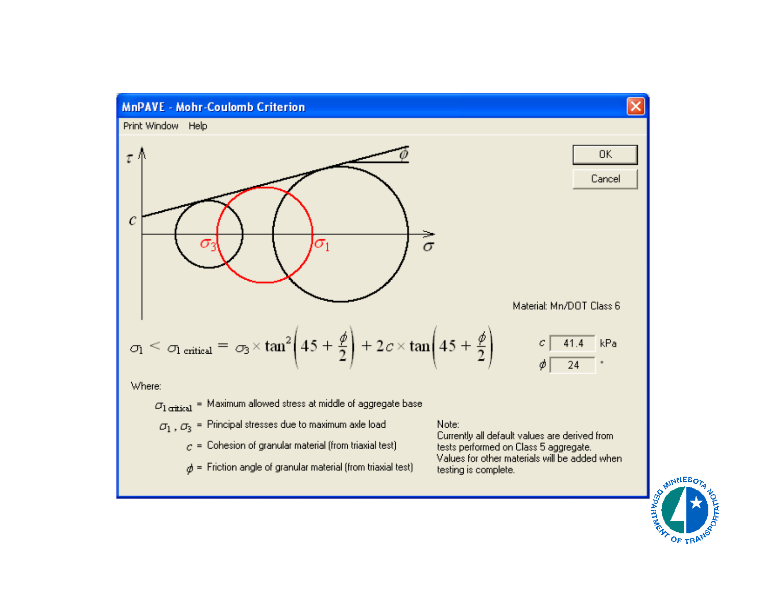# MnPAVE - Mohr-Coulomb Criterion

Print Window Help

OK

Cancel

Material: Mn/DOT Class 6

$$\sigma_1 < \sigma_{1\ critical} = \sigma_3 \times \tan^2\left(45 + \frac{\phi}{2}\right) + 2c \times \tan\left(45 + \frac{\phi}{2}\right)$$

$c$ = 41.4 kPa

$\phi$ = 24 °

Where:

$\sigma_{1\ critical}$ = Maximum allowed stress at middle of aggregate base

$\sigma_1$ , $\sigma_3$ = Principal stresses due to maximum axle load

$c$ = Cohesion of granular material (from triaxial test)

$\phi$ = Friction angle of granular material (from triaxial test)

Note:
Currently all default values are derived from tests performed on Class 5 aggregate.
Values for other materials will be added when testing is complete.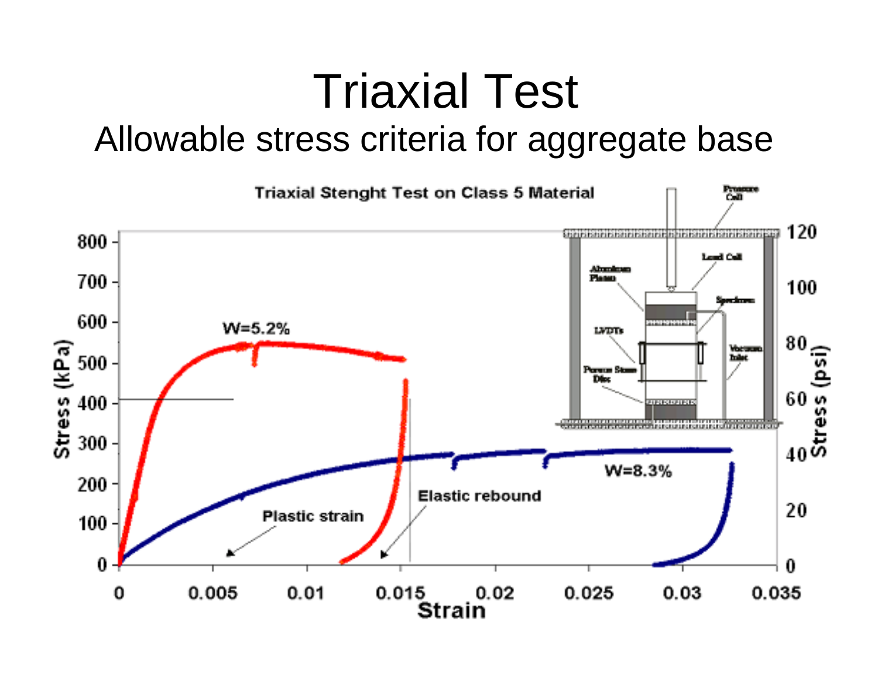# Triaxial Test

## Allowable stress criteria for aggregate base

Triaxial Stenght Test on Class 5 Material

Stress (kPa): 0, 100, 200, 300, 400, 500, 600, 700, 800

Stress (psi): 0, 20, 40, 60, 80, 100, 120

Strain: 0, 0.005, 0.01, 0.015, 0.02, 0.025, 0.03, 0.035

W=5.2%

W=8.3%

Plastic strain

Elastic rebound

Pressure Cell

Load Cell

Aluminum Platen

Specimen

LVDTs

Vacuum Inlet

Porous Stone Disc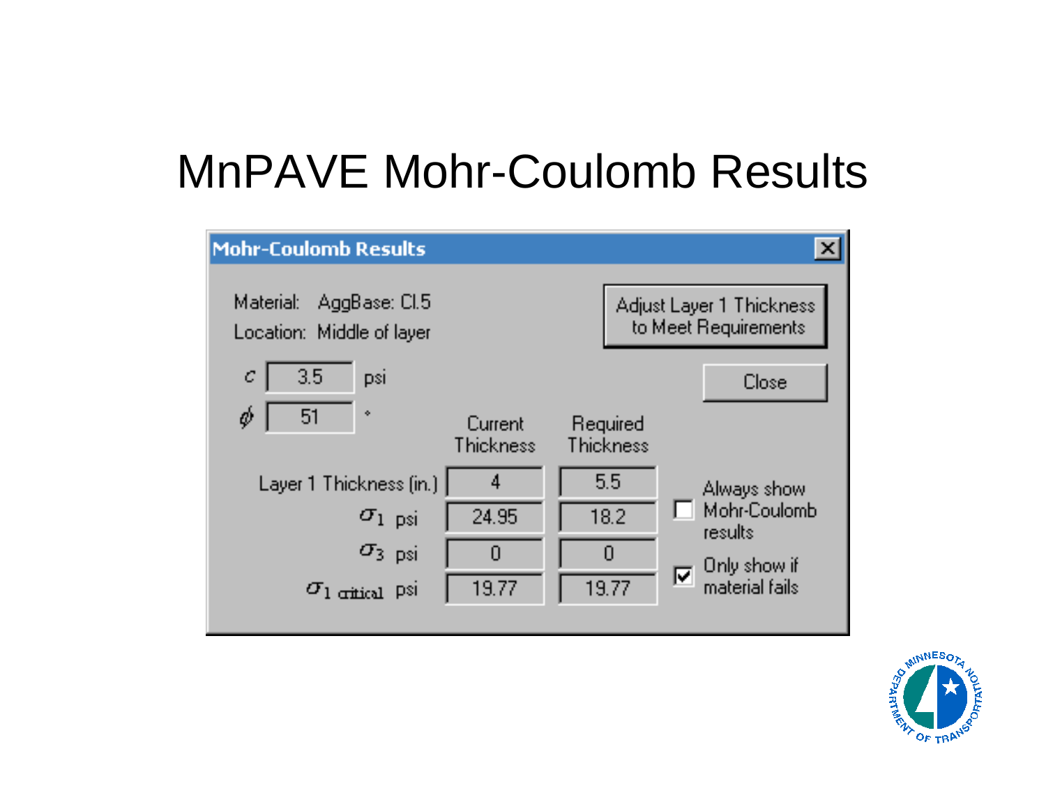# MnPAVE Mohr-Coulomb Results

**Mohr-Coulomb Results**

Material: AggBase: Cl.5

Location: Middle of layer

$c$ 3.5 psi

$\phi$ 51 °

Adjust Layer 1 Thickness to Meet Requirements

Close

| | Current Thickness | Required Thickness |
|---|---|---|
| Layer 1 Thickness (in.) | 4 | 5.5 |
| $\sigma_1$ psi | 24.95 | 18.2 |
| $\sigma_3$ psi | 0 | 0 |
| $\sigma_{1\ critical}$ psi | 19.77 | 19.77 |

☐ Always show Mohr-Coulomb results

☑ Only show if material fails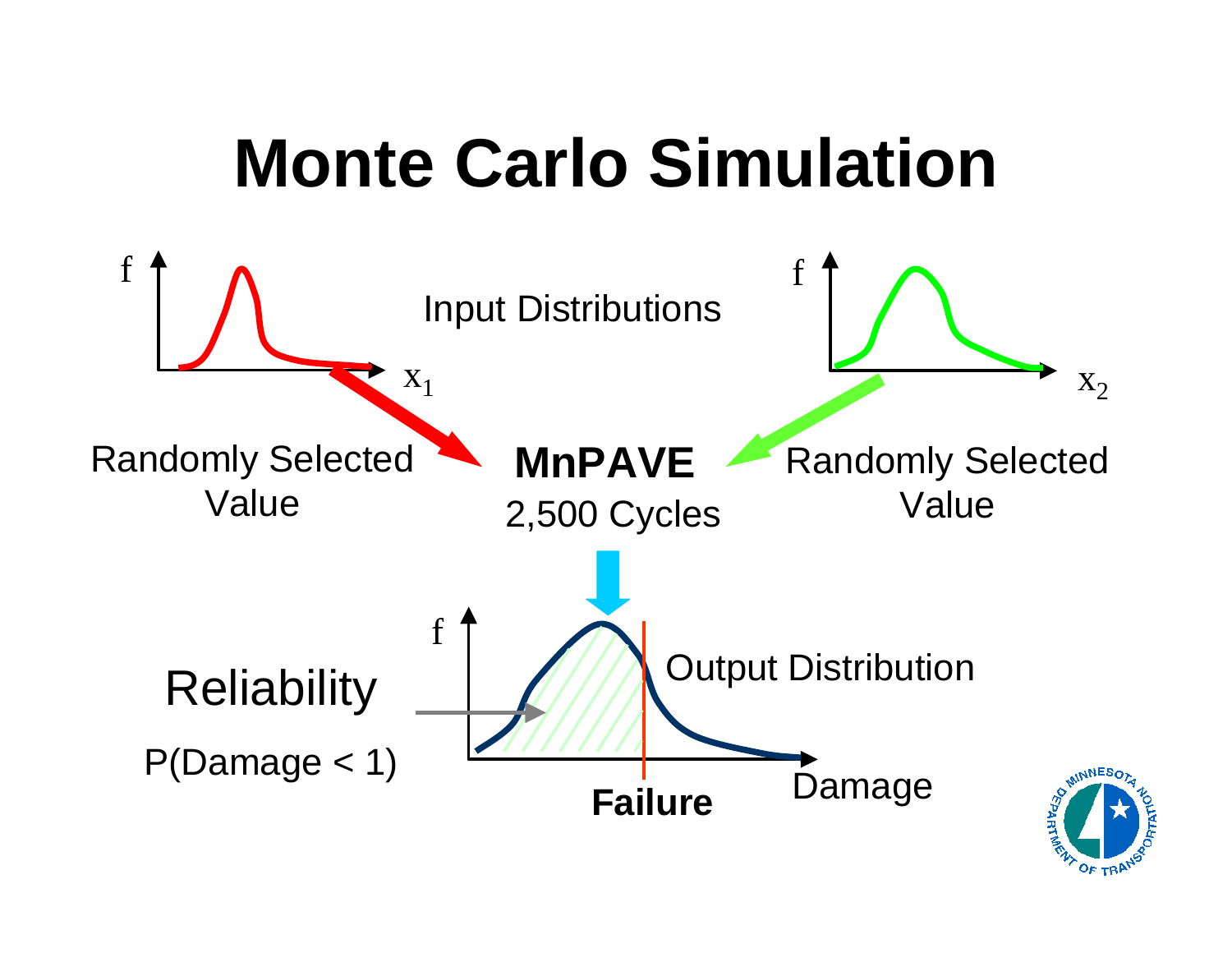# Monte Carlo Simulation

Input Distributions

f — $x_1$

f — $x_2$

Randomly Selected Value

**MnPAVE**

2,500 Cycles

Randomly Selected Value

Reliability

P(Damage < 1)

f

Output Distribution

**Failure**

Damage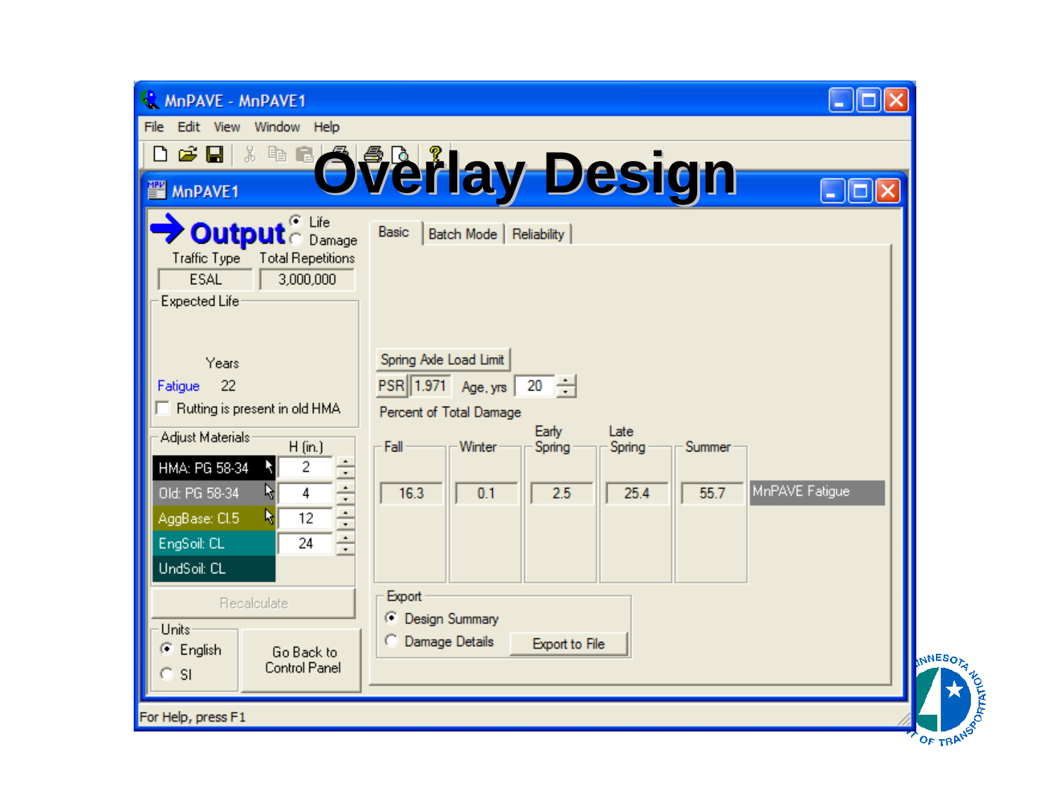# Overlay Design

MnPAVE - MnPAVE1

File Edit View Window Help

MnPAVE1

**Output** ◉ Life ○ Damage

| Traffic Type | Total Repetitions |
| --- | --- |
| ESAL | 3,000,000 |

Expected Life

| | Years |
| --- | --- |
| Fatigue | 22 |

☐ Rutting is present in old HMA

Adjust Materials

| Material | H (in.) |
| --- | --- |
| HMA: PG 58-34 | 2 |
| Old: PG 58-34 | 4 |
| AggBase: Cl.5 | 12 |
| EngSoil: CL | 24 |
| UndSoil: CL | |

Recalculate

Units: ◉ English ○ SI

Go Back to Control Panel

Basic | Batch Mode | Reliability

Spring Axle Load Limit

PSR 1.971  Age, yrs 20

Percent of Total Damage

| Fall | Winter | Early Spring | Late Spring | Summer | |
| --- | --- | --- | --- | --- | --- |
| 16.3 | 0.1 | 2.5 | 25.4 | 55.7 | MnPAVE Fatigue |

Export: ◉ Design Summary ○ Damage Details — Export to File

For Help, press F1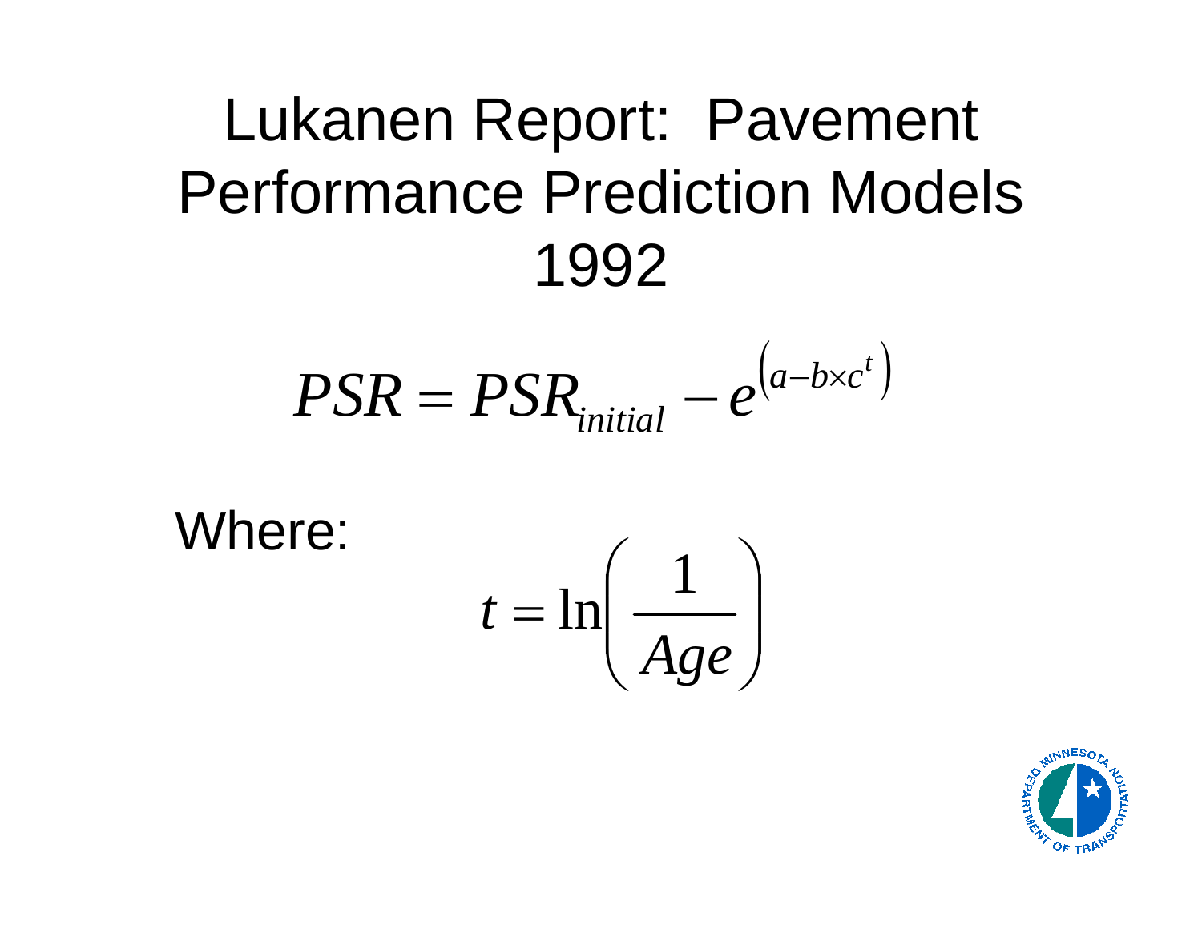# Lukanen Report: Pavement Performance Prediction Models 1992

$$PSR = PSR_{initial} - e^{\left(a - b \times c^{t}\right)}$$

Where:

$$t = \ln\left(\frac{1}{Age}\right)$$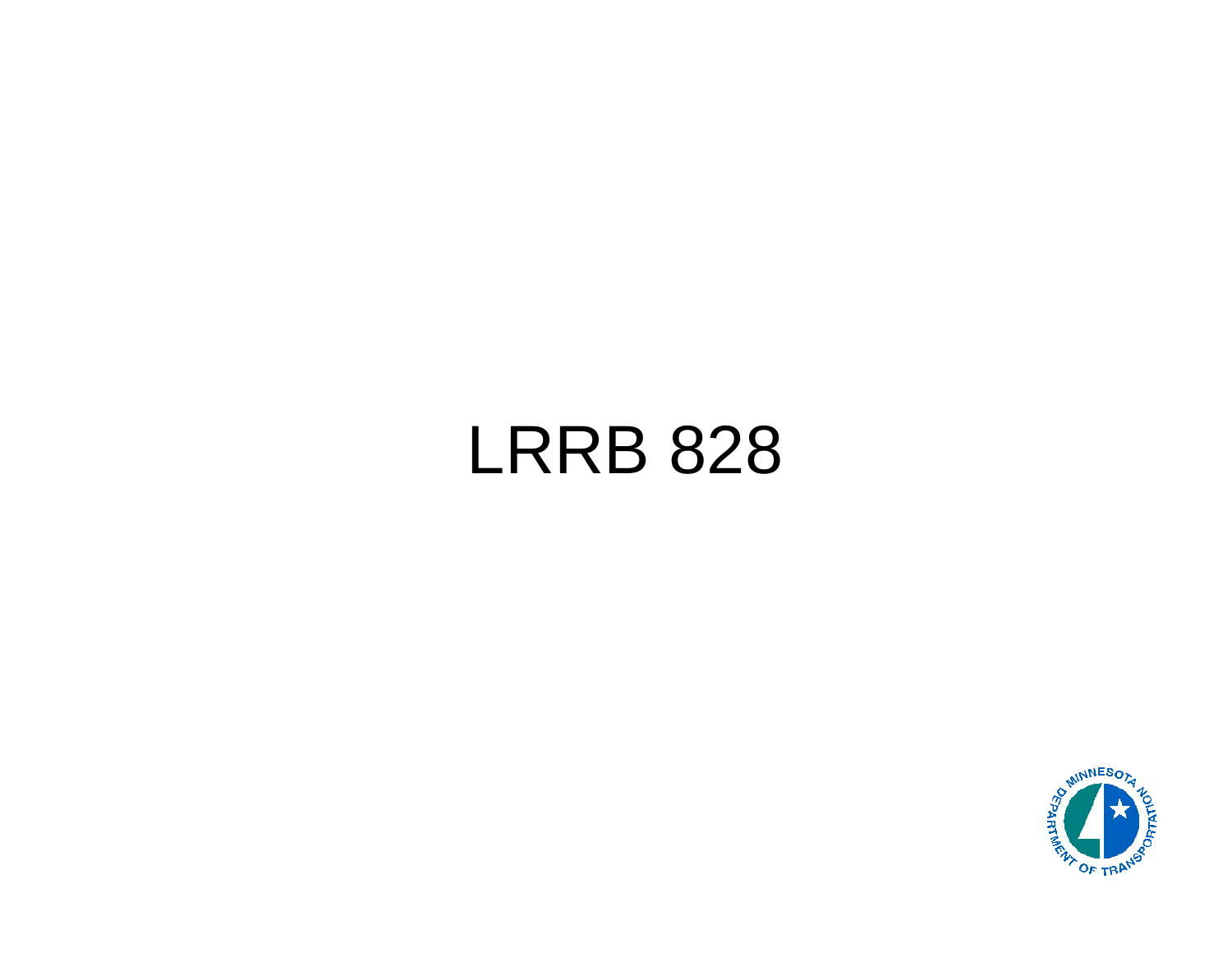# LRRB 828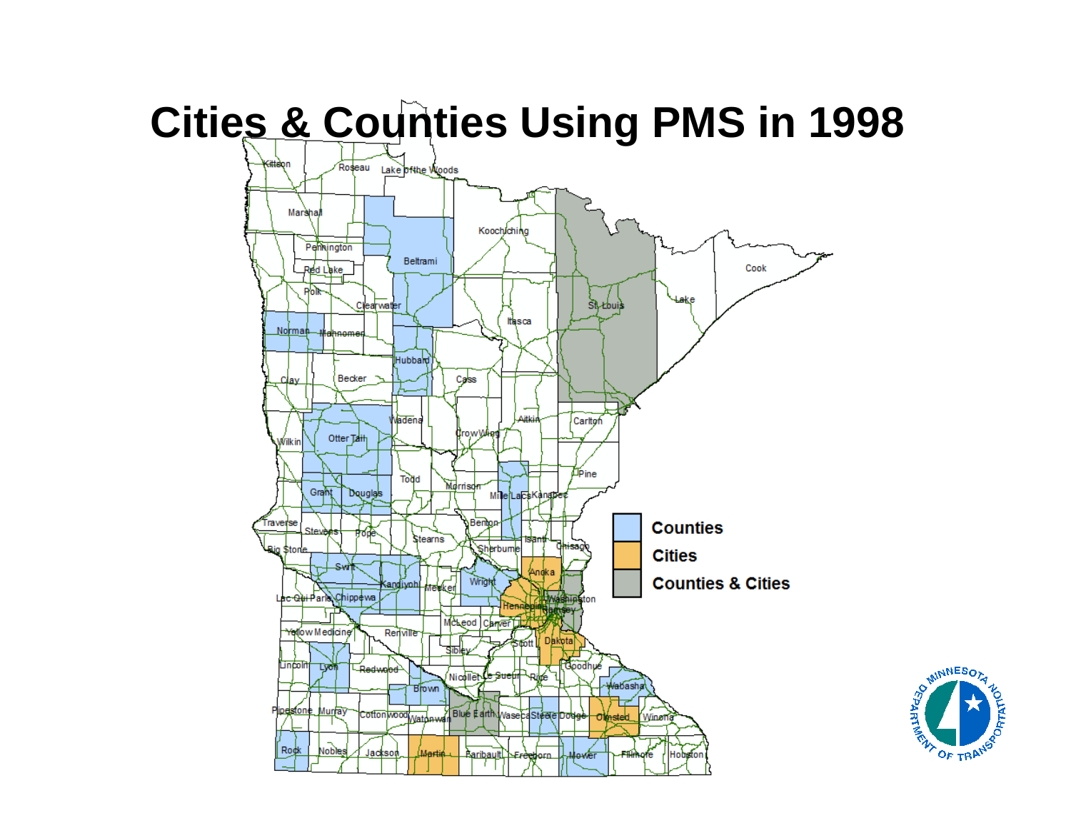# Cities & Counties Using PMS in 1998

Counties

Cities

Counties & Cities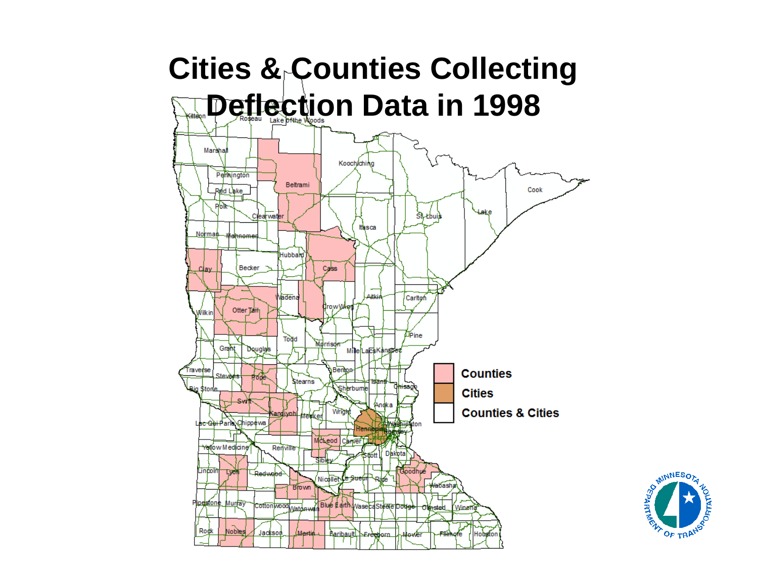# Cities & Counties Collecting Deflection Data in 1998

Counties

Cities

Counties & Cities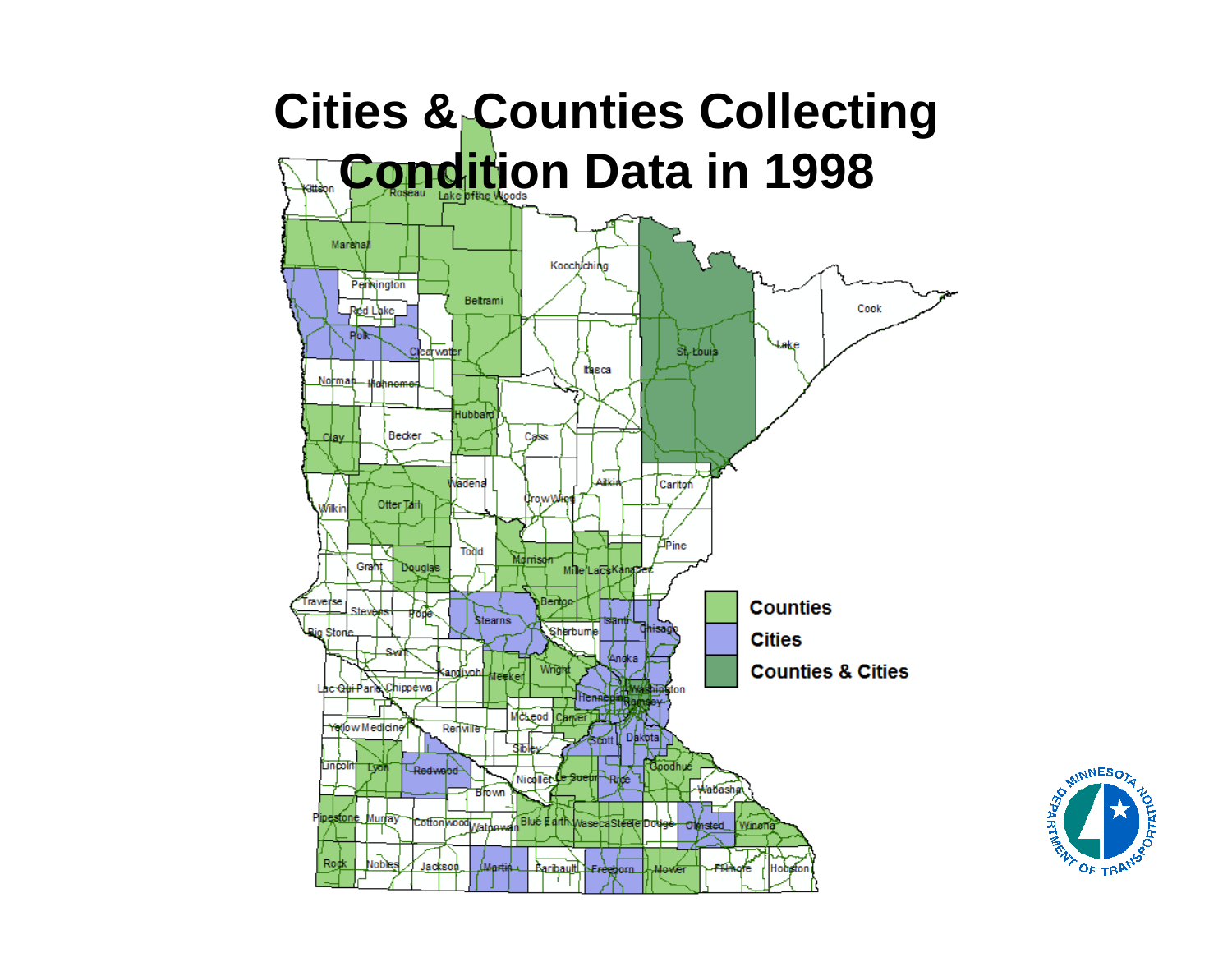# Cities & Counties Collecting Condition Data in 1998

Counties

Cities

Counties & Cities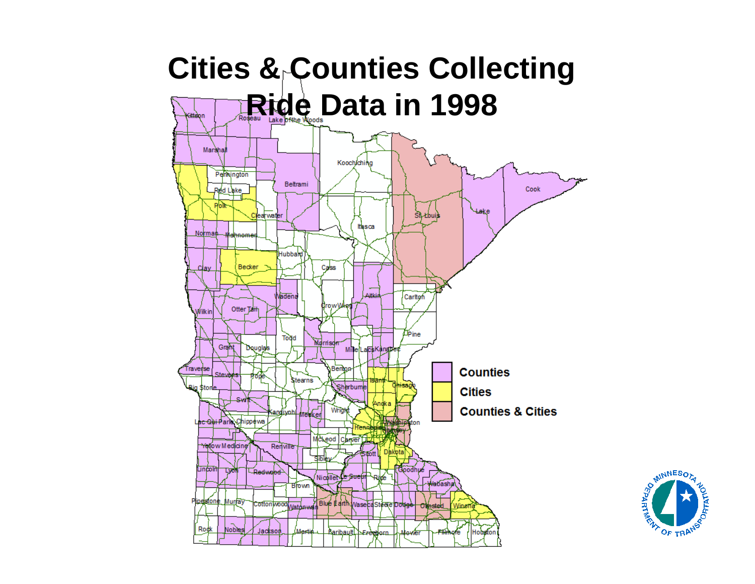# Cities & Counties Collecting Ride Data in 1998

- Counties
- Cities
- Counties & Cities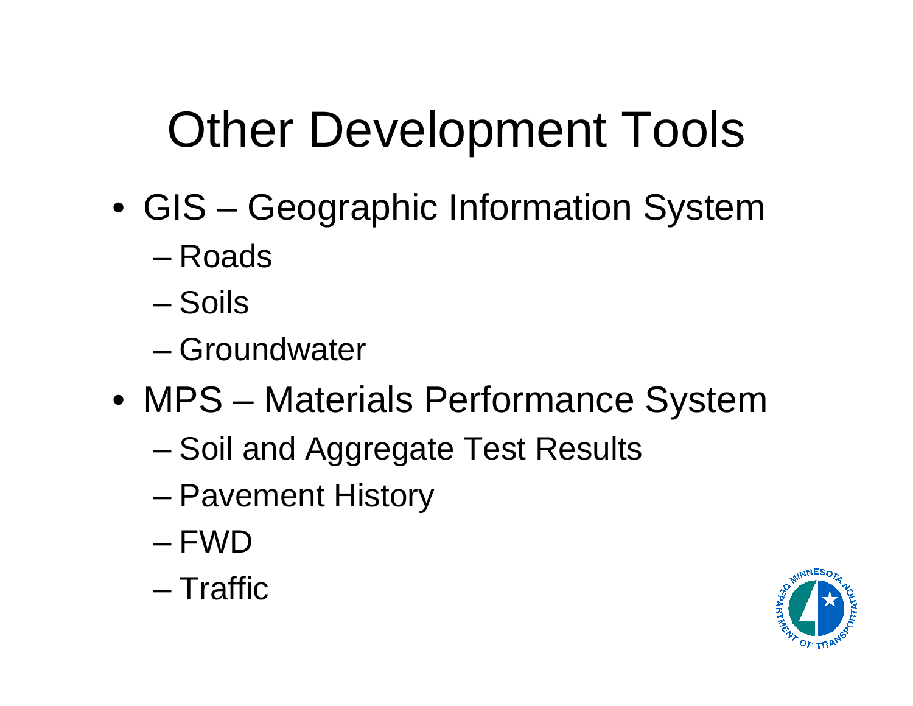# Other Development Tools

- GIS – Geographic Information System
  - Roads
  - Soils
  - Groundwater
- MPS – Materials Performance System
  - Soil and Aggregate Test Results
  - Pavement History
  - FWD
  - Traffic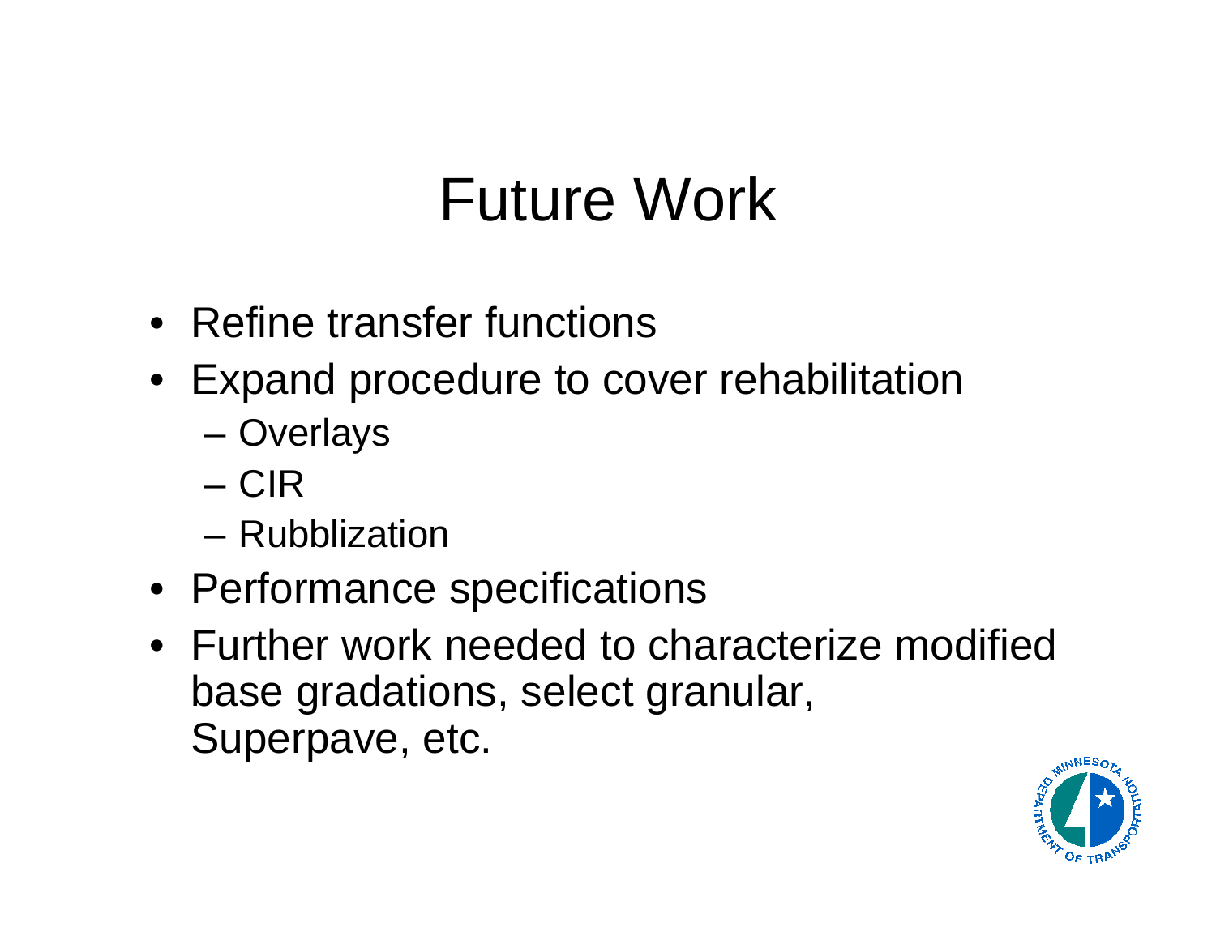# Future Work

- Refine transfer functions
- Expand procedure to cover rehabilitation
  - Overlays
  - CIR
  - Rubblization
- Performance specifications
- Further work needed to characterize modified base gradations, select granular, Superpave, etc.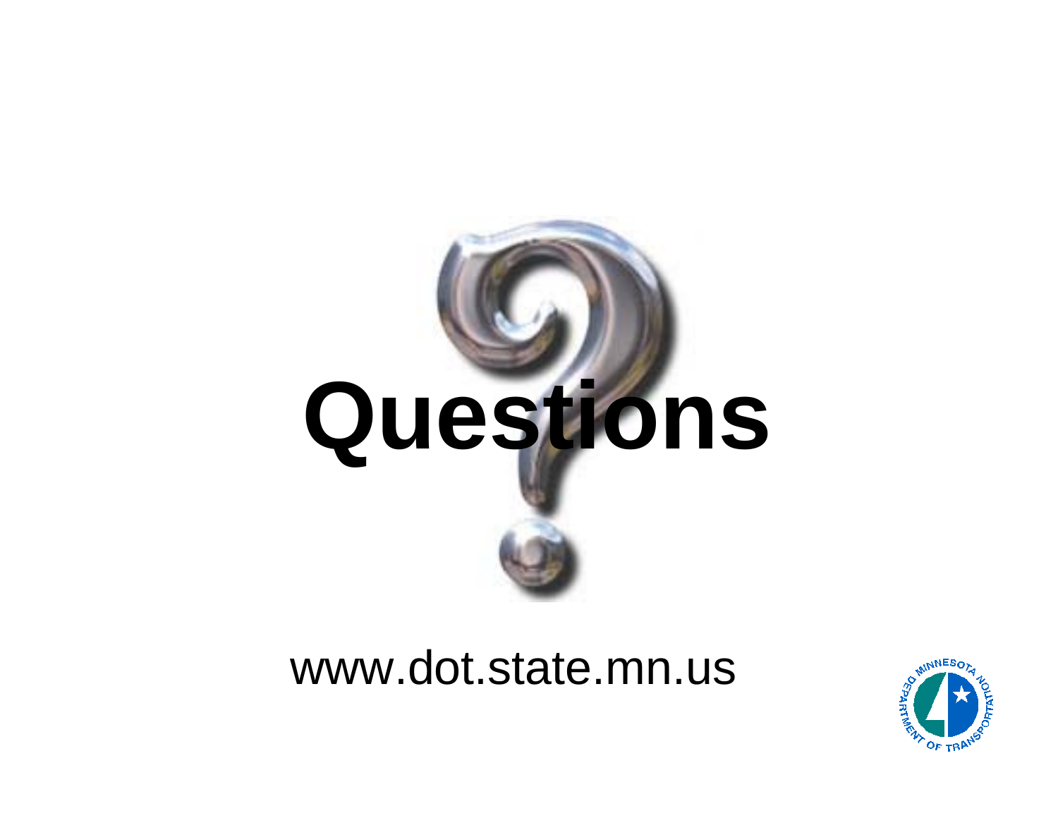# Questions

www.dot.state.mn.us